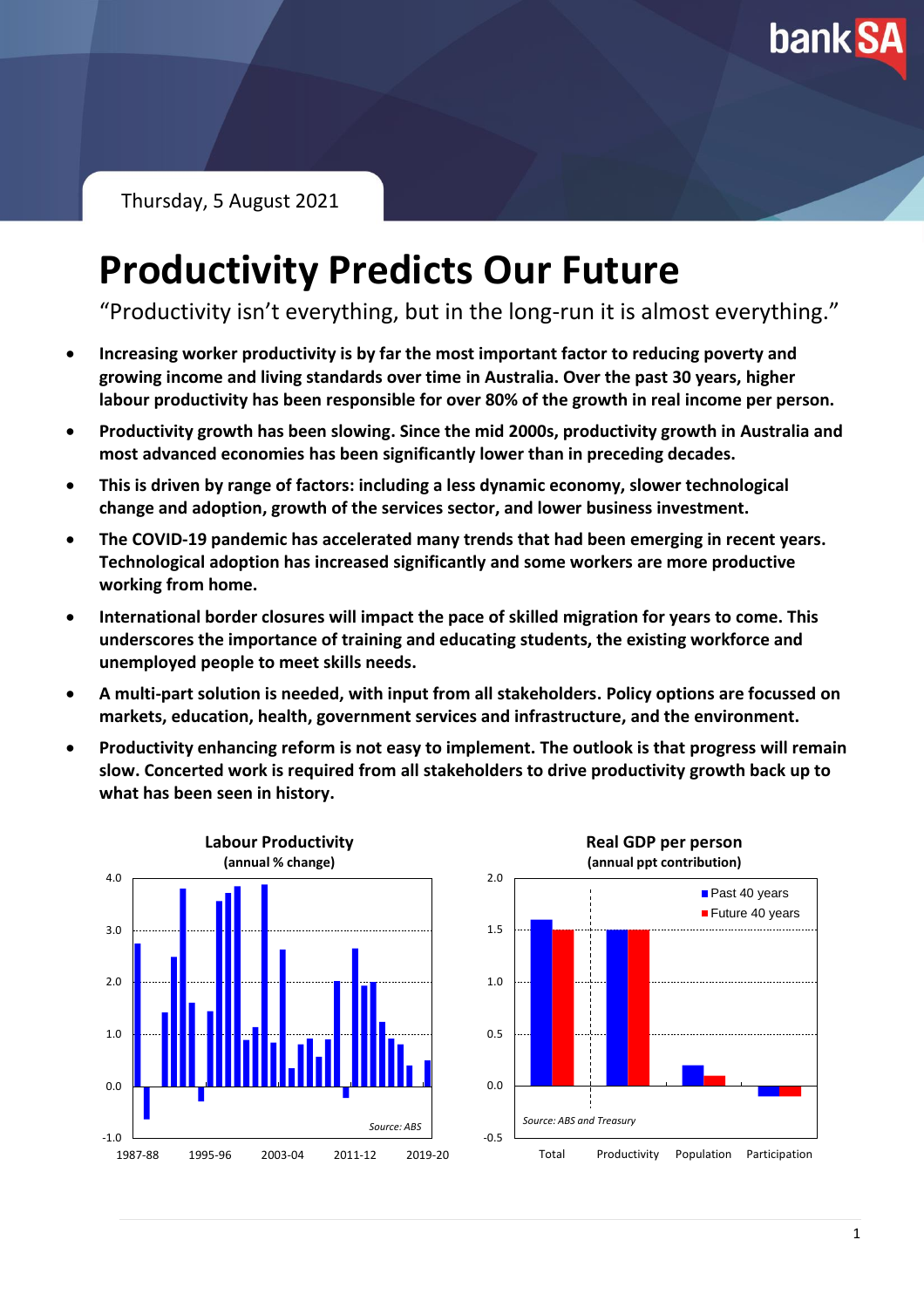Thursday, 5 August 2021

# Productivity Predicts Our Future

"Productivity isn't everything, but in the long-run it is almost everything."

- **Increasing worker productivity is by far the most important factor to reducing poverty and growing income and living standards over time in Australia. Over the past 30 years, higher labour productivity has been responsible for over 80% of the growth in real income per person.**
- **Productivity growth has been slowing. Since the mid 2000s, productivity growth in Australia and most advanced economies has been significantly lower than in preceding decades.**
- **This is driven by range of factors: including a less dynamic economy, slower technological change and adoption, growth of the services sector, and lower business investment.**
- **The COVID-19 pandemic has accelerated many trends that had been emerging in recent years. Technological adoption has increased significantly and some workers are more productive working from home.**
- **International border closures will impact the pace of skilled migration for years to come. This underscores the importance of training and educating students, the existing workforce and unemployed people to meet skills needs.**
- **A multi-part solution is needed, with input from all stakeholders. Policy options are focussed on markets, education, health, government services and infrastructure, and the environment.**
- **Productivity enhancing reform is not easy to implement. The outlook is that progress will remain slow. Concerted work is required from all stakeholders to drive productivity growth back up to what has been seen in history.**

**Labour Productivity**
**(annual % change)**

Source: ABS

**Real GDP per person**
**(annual ppt contribution)**

Source: ABS and Treasury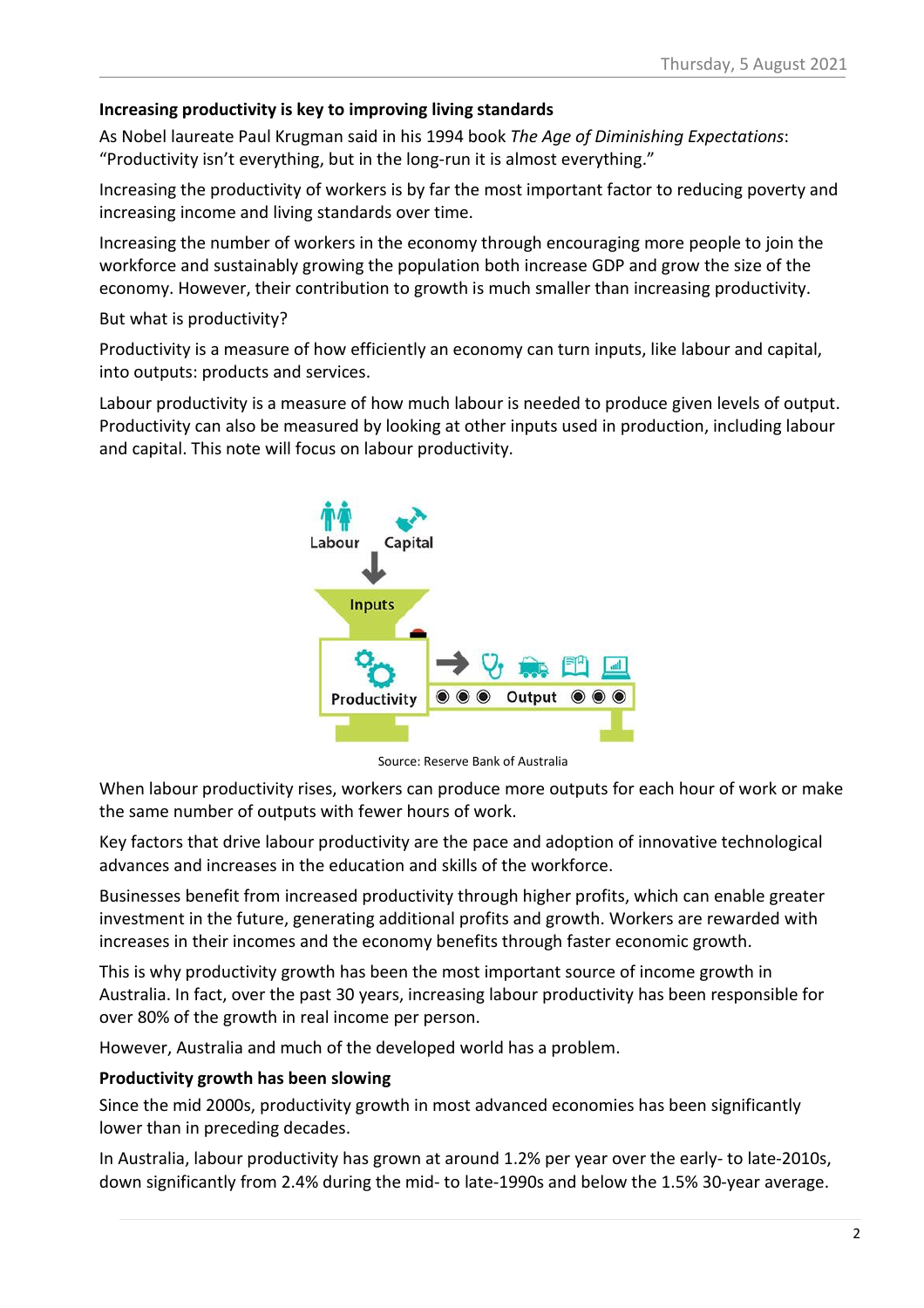**Increasing productivity is key to improving living standards**

As Nobel laureate Paul Krugman said in his 1994 book *The Age of Diminishing Expectations*: "Productivity isn't everything, but in the long-run it is almost everything."

Increasing the productivity of workers is by far the most important factor to reducing poverty and increasing income and living standards over time.

Increasing the number of workers in the economy through encouraging more people to join the workforce and sustainably growing the population both increase GDP and grow the size of the economy. However, their contribution to growth is much smaller than increasing productivity.

But what is productivity?

Productivity is a measure of how efficiently an economy can turn inputs, like labour and capital, into outputs: products and services.

Labour productivity is a measure of how much labour is needed to produce given levels of output. Productivity can also be measured by looking at other inputs used in production, including labour and capital. This note will focus on labour productivity.

Source: Reserve Bank of Australia

When labour productivity rises, workers can produce more outputs for each hour of work or make the same number of outputs with fewer hours of work.

Key factors that drive labour productivity are the pace and adoption of innovative technological advances and increases in the education and skills of the workforce.

Businesses benefit from increased productivity through higher profits, which can enable greater investment in the future, generating additional profits and growth. Workers are rewarded with increases in their incomes and the economy benefits through faster economic growth.

This is why productivity growth has been the most important source of income growth in Australia. In fact, over the past 30 years, increasing labour productivity has been responsible for over 80% of the growth in real income per person.

However, Australia and much of the developed world has a problem.

**Productivity growth has been slowing**

Since the mid 2000s, productivity growth in most advanced economies has been significantly lower than in preceding decades.

In Australia, labour productivity has grown at around 1.2% per year over the early- to late-2010s, down significantly from 2.4% during the mid- to late-1990s and below the 1.5% 30-year average.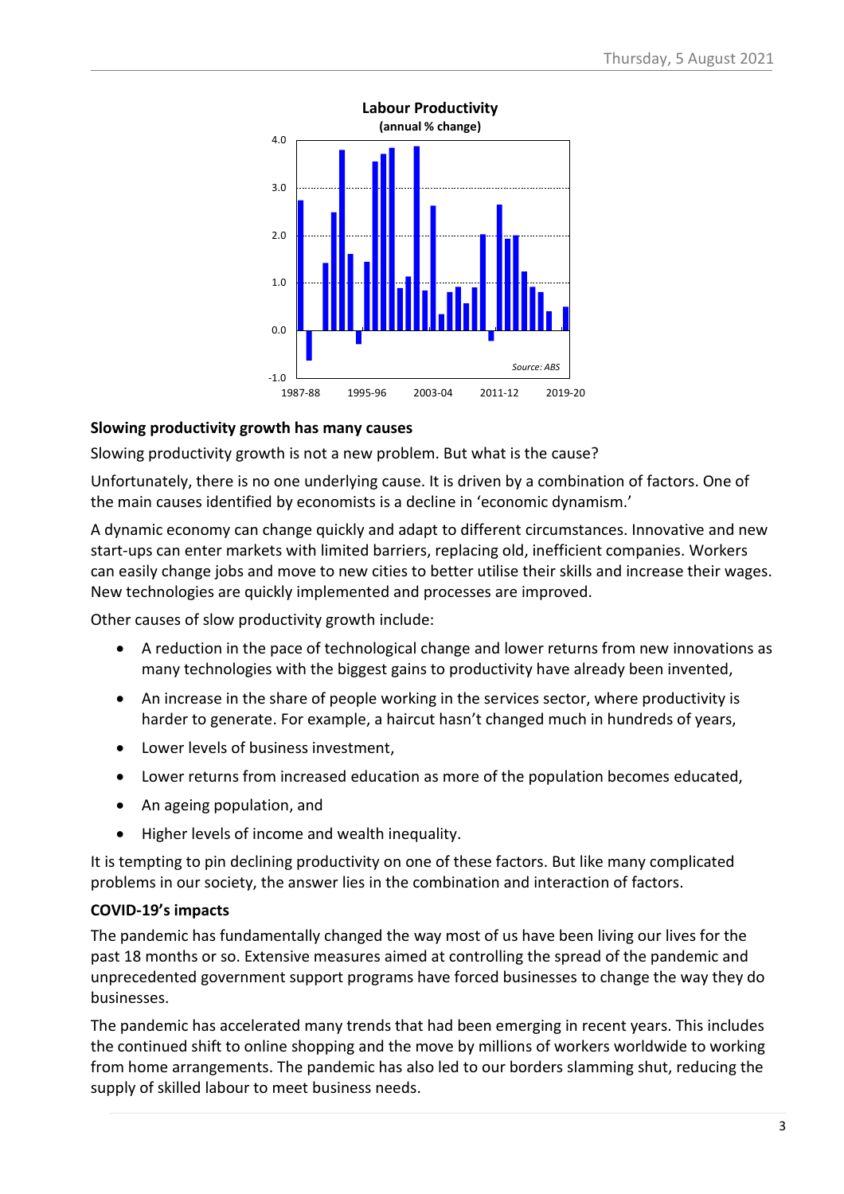**Labour Productivity**
**(annual % change)**

Source: ABS

**Slowing productivity growth has many causes**

Slowing productivity growth is not a new problem. But what is the cause?

Unfortunately, there is no one underlying cause. It is driven by a combination of factors. One of the main causes identified by economists is a decline in 'economic dynamism.'

A dynamic economy can change quickly and adapt to different circumstances. Innovative and new start-ups can enter markets with limited barriers, replacing old, inefficient companies. Workers can easily change jobs and move to new cities to better utilise their skills and increase their wages. New technologies are quickly implemented and processes are improved.

Other causes of slow productivity growth include:

- A reduction in the pace of technological change and lower returns from new innovations as many technologies with the biggest gains to productivity have already been invented,
- An increase in the share of people working in the services sector, where productivity is harder to generate. For example, a haircut hasn't changed much in hundreds of years,
- Lower levels of business investment,
- Lower returns from increased education as more of the population becomes educated,
- An ageing population, and
- Higher levels of income and wealth inequality.

It is tempting to pin declining productivity on one of these factors. But like many complicated problems in our society, the answer lies in the combination and interaction of factors.

**COVID-19's impacts**

The pandemic has fundamentally changed the way most of us have been living our lives for the past 18 months or so. Extensive measures aimed at controlling the spread of the pandemic and unprecedented government support programs have forced businesses to change the way they do businesses.

The pandemic has accelerated many trends that had been emerging in recent years. This includes the continued shift to online shopping and the move by millions of workers worldwide to working from home arrangements. The pandemic has also led to our borders slamming shut, reducing the supply of skilled labour to meet business needs.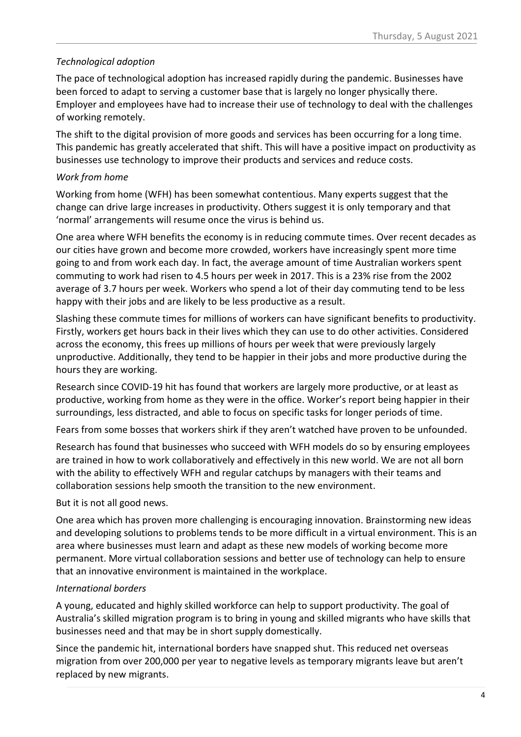*Technological adoption*

The pace of technological adoption has increased rapidly during the pandemic. Businesses have been forced to adapt to serving a customer base that is largely no longer physically there. Employer and employees have had to increase their use of technology to deal with the challenges of working remotely.

The shift to the digital provision of more goods and services has been occurring for a long time. This pandemic has greatly accelerated that shift. This will have a positive impact on productivity as businesses use technology to improve their products and services and reduce costs.

*Work from home*

Working from home (WFH) has been somewhat contentious. Many experts suggest that the change can drive large increases in productivity. Others suggest it is only temporary and that 'normal' arrangements will resume once the virus is behind us.

One area where WFH benefits the economy is in reducing commute times. Over recent decades as our cities have grown and become more crowded, workers have increasingly spent more time going to and from work each day. In fact, the average amount of time Australian workers spent commuting to work had risen to 4.5 hours per week in 2017. This is a 23% rise from the 2002 average of 3.7 hours per week. Workers who spend a lot of their day commuting tend to be less happy with their jobs and are likely to be less productive as a result.

Slashing these commute times for millions of workers can have significant benefits to productivity. Firstly, workers get hours back in their lives which they can use to do other activities. Considered across the economy, this frees up millions of hours per week that were previously largely unproductive. Additionally, they tend to be happier in their jobs and more productive during the hours they are working.

Research since COVID-19 hit has found that workers are largely more productive, or at least as productive, working from home as they were in the office. Worker's report being happier in their surroundings, less distracted, and able to focus on specific tasks for longer periods of time.

Fears from some bosses that workers shirk if they aren't watched have proven to be unfounded.

Research has found that businesses who succeed with WFH models do so by ensuring employees are trained in how to work collaboratively and effectively in this new world. We are not all born with the ability to effectively WFH and regular catchups by managers with their teams and collaboration sessions help smooth the transition to the new environment.

But it is not all good news.

One area which has proven more challenging is encouraging innovation. Brainstorming new ideas and developing solutions to problems tends to be more difficult in a virtual environment. This is an area where businesses must learn and adapt as these new models of working become more permanent. More virtual collaboration sessions and better use of technology can help to ensure that an innovative environment is maintained in the workplace.

*International borders*

A young, educated and highly skilled workforce can help to support productivity. The goal of Australia's skilled migration program is to bring in young and skilled migrants who have skills that businesses need and that may be in short supply domestically.

Since the pandemic hit, international borders have snapped shut. This reduced net overseas migration from over 200,000 per year to negative levels as temporary migrants leave but aren't replaced by new migrants.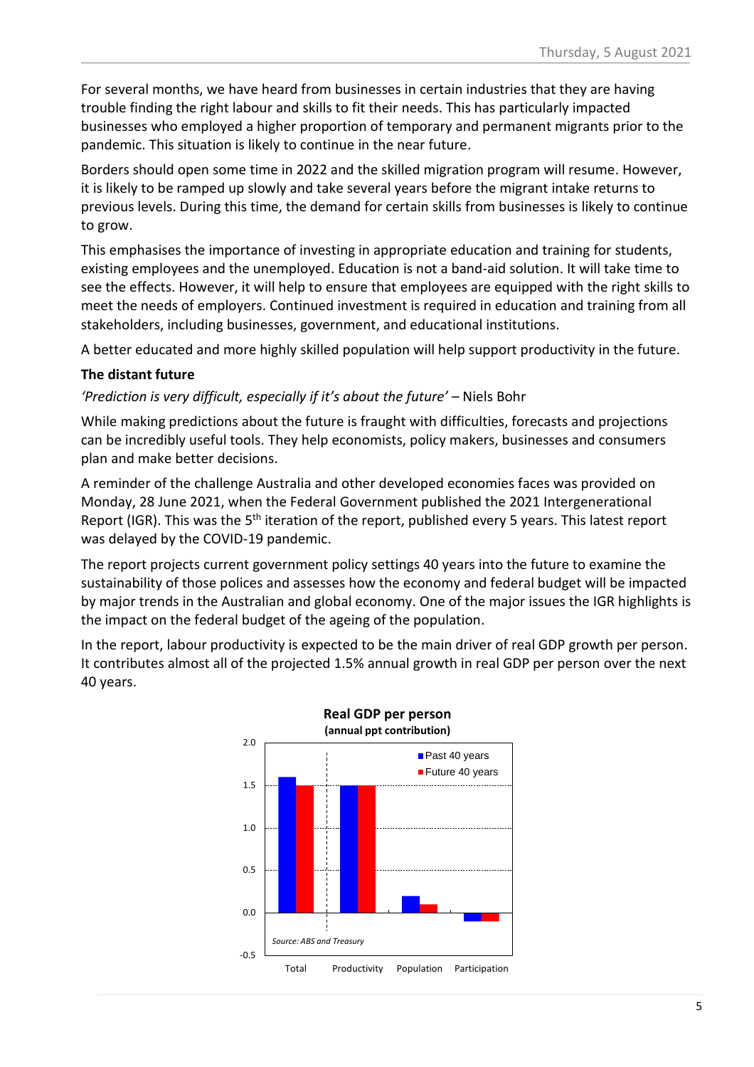For several months, we have heard from businesses in certain industries that they are having trouble finding the right labour and skills to fit their needs. This has particularly impacted businesses who employed a higher proportion of temporary and permanent migrants prior to the pandemic. This situation is likely to continue in the near future.

Borders should open some time in 2022 and the skilled migration program will resume. However, it is likely to be ramped up slowly and take several years before the migrant intake returns to previous levels. During this time, the demand for certain skills from businesses is likely to continue to grow.

This emphasises the importance of investing in appropriate education and training for students, existing employees and the unemployed. Education is not a band-aid solution. It will take time to see the effects. However, it will help to ensure that employees are equipped with the right skills to meet the needs of employers. Continued investment is required in education and training from all stakeholders, including businesses, government, and educational institutions.

A better educated and more highly skilled population will help support productivity in the future.

**The distant future**

*'Prediction is very difficult, especially if it's about the future'* – Niels Bohr

While making predictions about the future is fraught with difficulties, forecasts and projections can be incredibly useful tools. They help economists, policy makers, businesses and consumers plan and make better decisions.

A reminder of the challenge Australia and other developed economies faces was provided on Monday, 28 June 2021, when the Federal Government published the 2021 Intergenerational Report (IGR). This was the 5th iteration of the report, published every 5 years. This latest report was delayed by the COVID-19 pandemic.

The report projects current government policy settings 40 years into the future to examine the sustainability of those polices and assesses how the economy and federal budget will be impacted by major trends in the Australian and global economy. One of the major issues the IGR highlights is the impact on the federal budget of the ageing of the population.

In the report, labour productivity is expected to be the main driver of real GDP growth per person. It contributes almost all of the projected 1.5% annual growth in real GDP per person over the next 40 years.

**Real GDP per person**
**(annual ppt contribution)**

| | Past 40 years | Future 40 years |
|---|---|---|
| Total | 1.6 | 1.5 |
| Productivity | 1.5 | 1.5 |
| Population | 0.2 | 0.1 |
| Participation | -0.1 | -0.1 |

*Source: ABS and Treasury*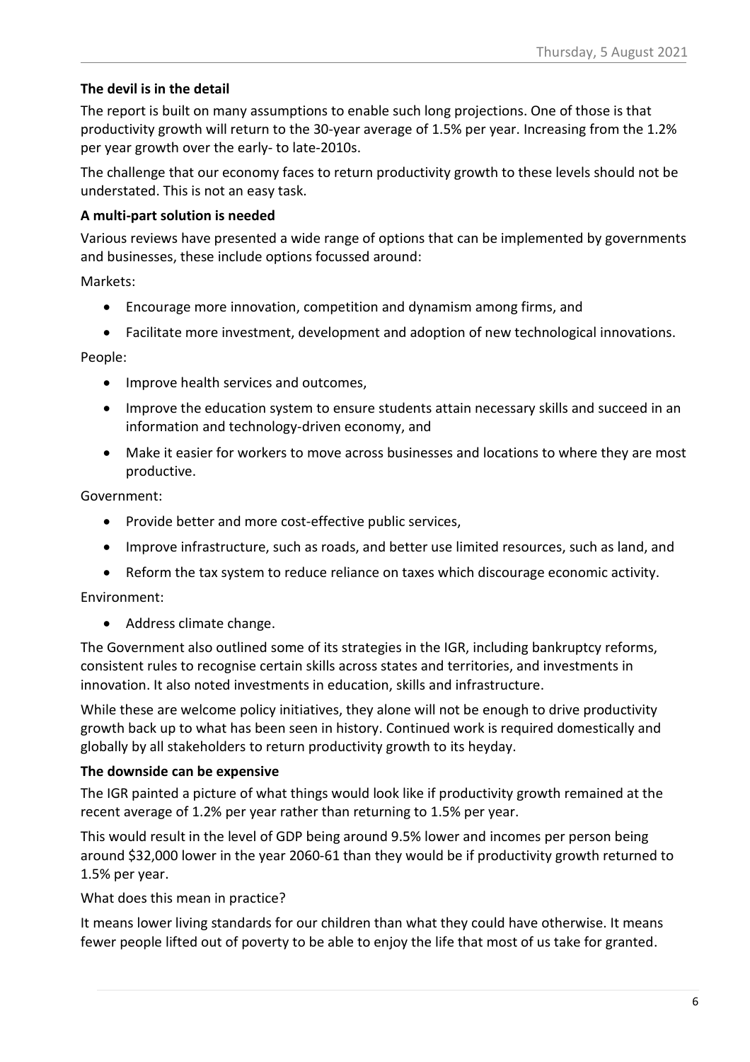### The devil is in the detail

The report is built on many assumptions to enable such long projections. One of those is that productivity growth will return to the 30-year average of 1.5% per year. Increasing from the 1.2% per year growth over the early- to late-2010s.

The challenge that our economy faces to return productivity growth to these levels should not be understated. This is not an easy task.

### A multi-part solution is needed

Various reviews have presented a wide range of options that can be implemented by governments and businesses, these include options focussed around:

Markets:

- Encourage more innovation, competition and dynamism among firms, and
- Facilitate more investment, development and adoption of new technological innovations.

People:

- Improve health services and outcomes,
- Improve the education system to ensure students attain necessary skills and succeed in an information and technology-driven economy, and
- Make it easier for workers to move across businesses and locations to where they are most productive.

Government:

- Provide better and more cost-effective public services,
- Improve infrastructure, such as roads, and better use limited resources, such as land, and
- Reform the tax system to reduce reliance on taxes which discourage economic activity.

Environment:

- Address climate change.

The Government also outlined some of its strategies in the IGR, including bankruptcy reforms, consistent rules to recognise certain skills across states and territories, and investments in innovation. It also noted investments in education, skills and infrastructure.

While these are welcome policy initiatives, they alone will not be enough to drive productivity growth back up to what has been seen in history. Continued work is required domestically and globally by all stakeholders to return productivity growth to its heyday.

### The downside can be expensive

The IGR painted a picture of what things would look like if productivity growth remained at the recent average of 1.2% per year rather than returning to 1.5% per year.

This would result in the level of GDP being around 9.5% lower and incomes per person being around $32,000 lower in the year 2060-61 than they would be if productivity growth returned to 1.5% per year.

What does this mean in practice?

It means lower living standards for our children than what they could have otherwise. It means fewer people lifted out of poverty to be able to enjoy the life that most of us take for granted.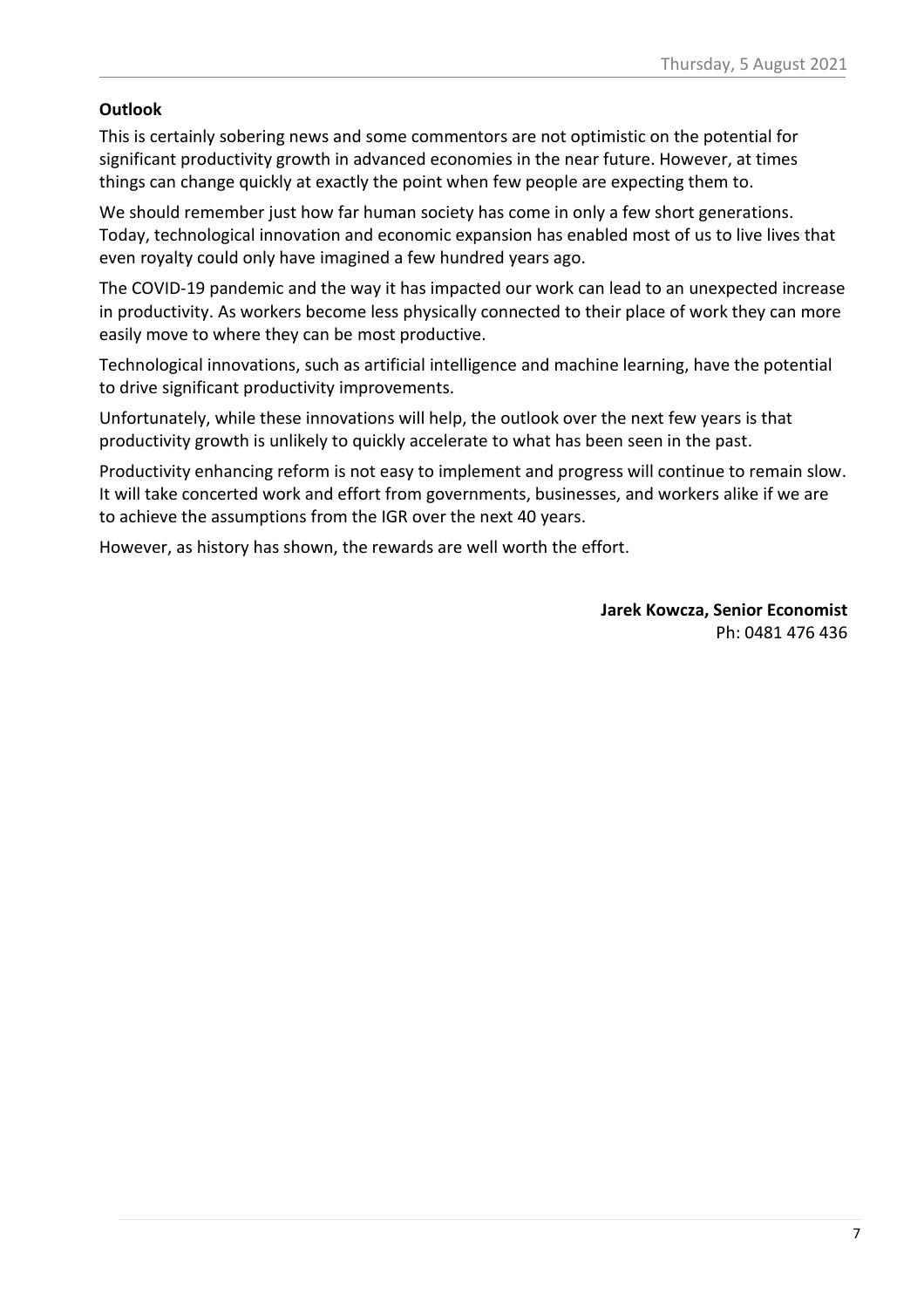**Outlook**

This is certainly sobering news and some commentors are not optimistic on the potential for significant productivity growth in advanced economies in the near future. However, at times things can change quickly at exactly the point when few people are expecting them to.

We should remember just how far human society has come in only a few short generations. Today, technological innovation and economic expansion has enabled most of us to live lives that even royalty could only have imagined a few hundred years ago.

The COVID-19 pandemic and the way it has impacted our work can lead to an unexpected increase in productivity. As workers become less physically connected to their place of work they can more easily move to where they can be most productive.

Technological innovations, such as artificial intelligence and machine learning, have the potential to drive significant productivity improvements.

Unfortunately, while these innovations will help, the outlook over the next few years is that productivity growth is unlikely to quickly accelerate to what has been seen in the past.

Productivity enhancing reform is not easy to implement and progress will continue to remain slow. It will take concerted work and effort from governments, businesses, and workers alike if we are to achieve the assumptions from the IGR over the next 40 years.

However, as history has shown, the rewards are well worth the effort.

**Jarek Kowcza, Senior Economist**
Ph: 0481 476 436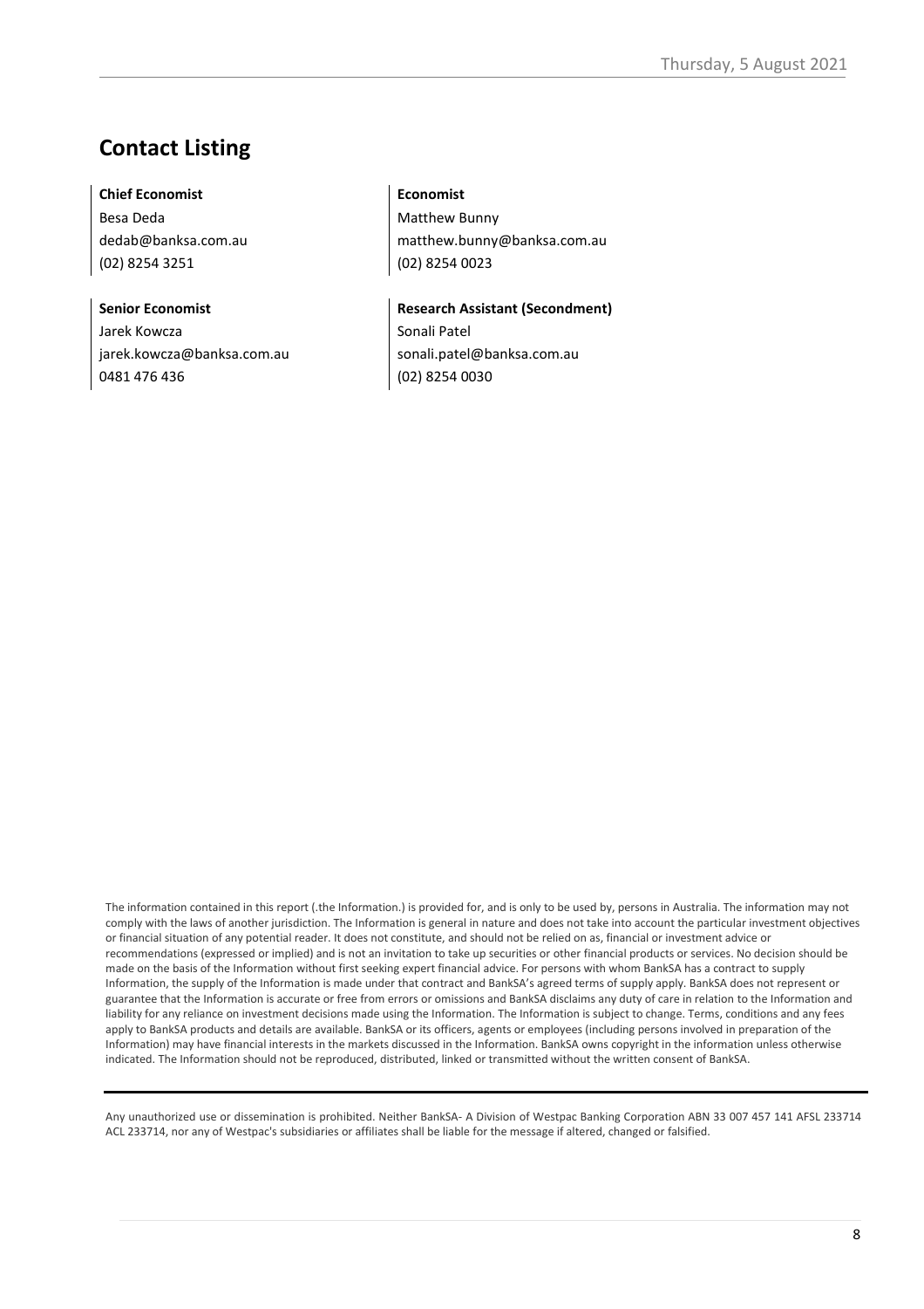## Contact Listing

**Chief Economist**
Besa Deda
dedab@banksa.com.au
(02) 8254 3251

**Senior Economist**
Jarek Kowcza
jarek.kowcza@banksa.com.au
0481 476 436

**Economist**
Matthew Bunny
matthew.bunny@banksa.com.au
(02) 8254 0023

**Research Assistant (Secondment)**
Sonali Patel
sonali.patel@banksa.com.au
(02) 8254 0030

The information contained in this report (.the Information.) is provided for, and is only to be used by, persons in Australia. The information may not comply with the laws of another jurisdiction. The Information is general in nature and does not take into account the particular investment objectives or financial situation of any potential reader. It does not constitute, and should not be relied on as, financial or investment advice or recommendations (expressed or implied) and is not an invitation to take up securities or other financial products or services. No decision should be made on the basis of the Information without first seeking expert financial advice. For persons with whom BankSA has a contract to supply Information, the supply of the Information is made under that contract and BankSA's agreed terms of supply apply. BankSA does not represent or guarantee that the Information is accurate or free from errors or omissions and BankSA disclaims any duty of care in relation to the Information and liability for any reliance on investment decisions made using the Information. The Information is subject to change. Terms, conditions and any fees apply to BankSA products and details are available. BankSA or its officers, agents or employees (including persons involved in preparation of the Information) may have financial interests in the markets discussed in the Information. BankSA owns copyright in the information unless otherwise indicated. The Information should not be reproduced, distributed, linked or transmitted without the written consent of BankSA.

---

Any unauthorized use or dissemination is prohibited. Neither BankSA- A Division of Westpac Banking Corporation ABN 33 007 457 141 AFSL 233714 ACL 233714, nor any of Westpac's subsidiaries or affiliates shall be liable for the message if altered, changed or falsified.